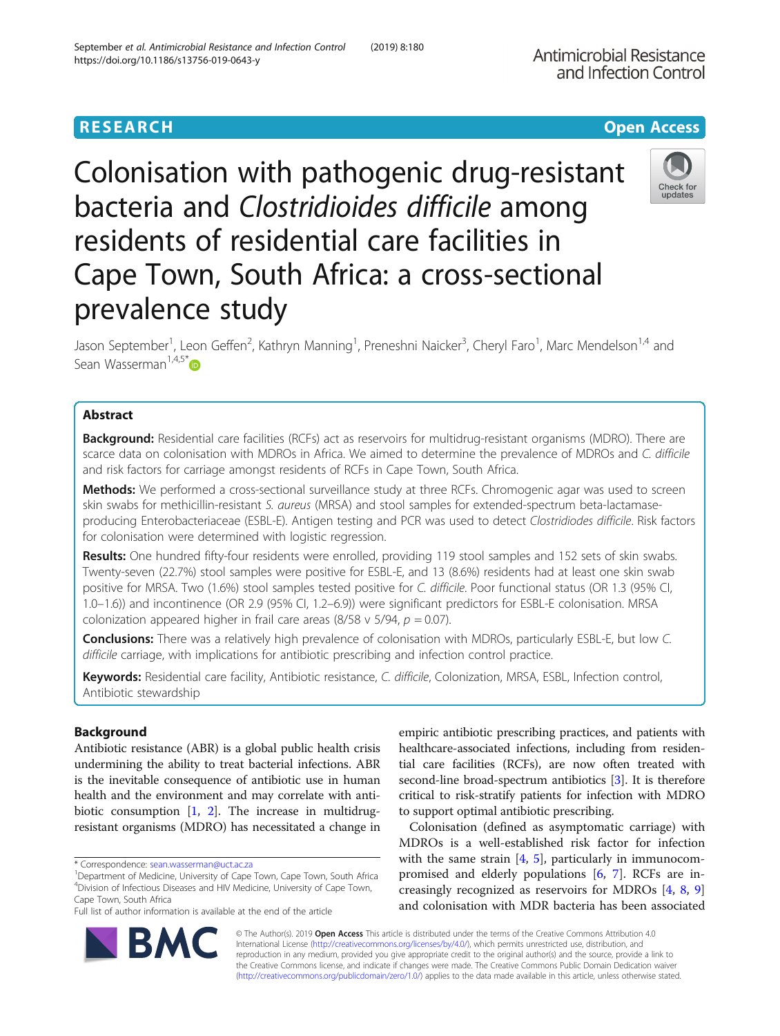RESEARCH

Open Access

# Colonisation with pathogenic drug-resistant bacteria and *Clostridioides difficile* among residents of residential care facilities in Cape Town, South Africa: a cross-sectional prevalence study

Jason September[1], Leon Geffen[2], Kathryn Manning[1], Preneshni Naicker[3], Cheryl Faro[1], Marc Mendelson[1,4] and Sean Wasserman[1,4,5*]

## Abstract

**Background:** Residential care facilities (RCFs) act as reservoirs for multidrug-resistant organisms (MDRO). There are scarce data on colonisation with MDROs in Africa. We aimed to determine the prevalence of MDROs and *C. difficile* and risk factors for carriage amongst residents of RCFs in Cape Town, South Africa.

**Methods:** We performed a cross-sectional surveillance study at three RCFs. Chromogenic agar was used to screen skin swabs for methicillin-resistant *S. aureus* (MRSA) and stool samples for extended-spectrum beta-lactamase-producing Enterobacteriaceae (ESBL-E). Antigen testing and PCR was used to detect *Clostridiodes difficile*. Risk factors for colonisation were determined with logistic regression.

**Results:** One hundred fifty-four residents were enrolled, providing 119 stool samples and 152 sets of skin swabs. Twenty-seven (22.7%) stool samples were positive for ESBL-E, and 13 (8.6%) residents had at least one skin swab positive for MRSA. Two (1.6%) stool samples tested positive for *C. difficile*. Poor functional status (OR 1.3 (95% CI, 1.0–1.6)) and incontinence (OR 2.9 (95% CI, 1.2–6.9)) were significant predictors for ESBL-E colonisation. MRSA colonization appeared higher in frail care areas (8/58 v 5/94, $p = 0.07$).

**Conclusions:** There was a relatively high prevalence of colonisation with MDROs, particularly ESBL-E, but low *C. difficile* carriage, with implications for antibiotic prescribing and infection control practice.

**Keywords:** Residential care facility, Antibiotic resistance, *C. difficile*, Colonization, MRSA, ESBL, Infection control, Antibiotic stewardship

## Background

Antibiotic resistance (ABR) is a global public health crisis undermining the ability to treat bacterial infections. ABR is the inevitable consequence of antibiotic use in human health and the environment and may correlate with antibiotic consumption [1, 2]. The increase in multidrug-resistant organisms (MDRO) has necessitated a change in empiric antibiotic prescribing practices, and patients with healthcare-associated infections, including from residential care facilities (RCFs), are now often treated with second-line broad-spectrum antibiotics [3]. It is therefore critical to risk-stratify patients for infection with MDRO to support optimal antibiotic prescribing.

Colonisation (defined as asymptomatic carriage) with MDROs is a well-established risk factor for infection with the same strain [4, 5], particularly in immunocompromised and elderly populations [6, 7]. RCFs are increasingly recognized as reservoirs for MDROs [4, 8, 9] and colonisation with MDR bacteria has been associated

\* Correspondence: sean.wasserman@uct.ac.za
[1]Department of Medicine, University of Cape Town, Cape Town, South Africa
[4]Division of Infectious Diseases and HIV Medicine, University of Cape Town, Cape Town, South Africa
Full list of author information is available at the end of the article

© The Author(s). 2019 **Open Access** This article is distributed under the terms of the Creative Commons Attribution 4.0 International License (http://creativecommons.org/licenses/by/4.0/), which permits unrestricted use, distribution, and reproduction in any medium, provided you give appropriate credit to the original author(s) and the source, provide a link to the Creative Commons license, and indicate if changes were made. The Creative Commons Public Domain Dedication waiver (http://creativecommons.org/publicdomain/zero/1.0/) applies to the data made available in this article, unless otherwise stated.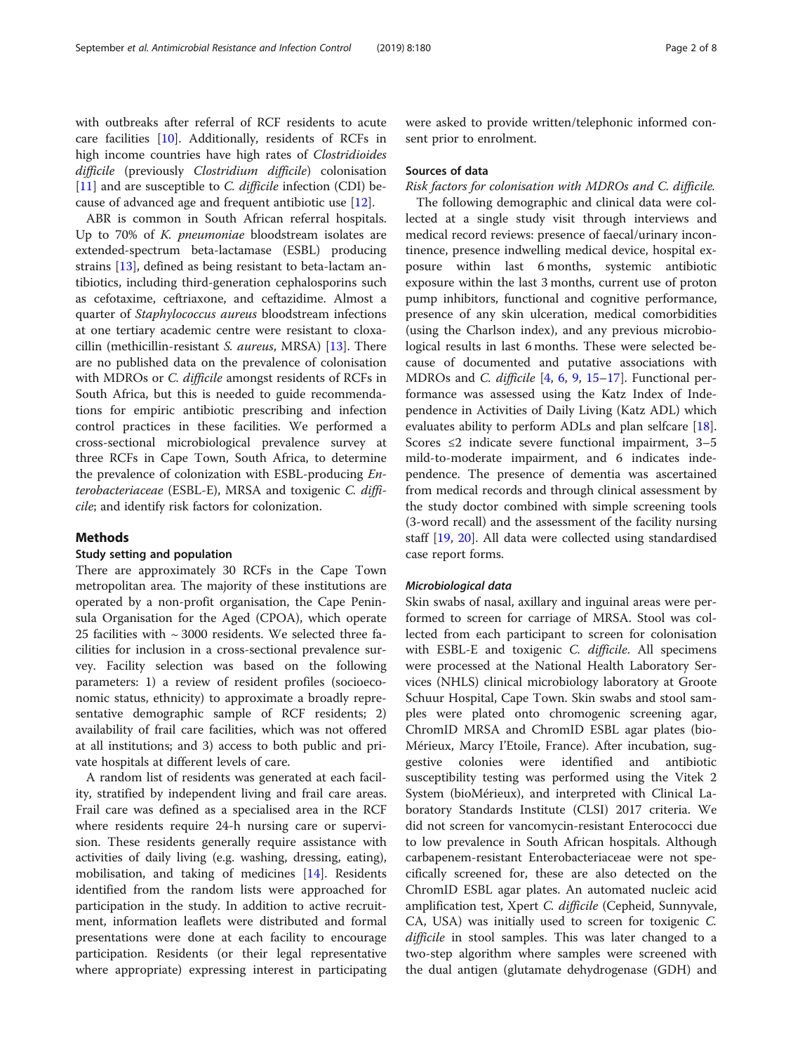with outbreaks after referral of RCF residents to acute care facilities [10]. Additionally, residents of RCFs in high income countries have high rates of *Clostridioides difficile* (previously *Clostridium difficile*) colonisation [11] and are susceptible to *C. difficile* infection (CDI) because of advanced age and frequent antibiotic use [12].

ABR is common in South African referral hospitals. Up to 70% of *K. pneumoniae* bloodstream isolates are extended-spectrum beta-lactamase (ESBL) producing strains [13], defined as being resistant to beta-lactam antibiotics, including third-generation cephalosporins such as cefotaxime, ceftriaxone, and ceftazidime. Almost a quarter of *Staphylococcus aureus* bloodstream infections at one tertiary academic centre were resistant to cloxacillin (methicillin-resistant *S. aureus*, MRSA) [13]. There are no published data on the prevalence of colonisation with MDROs or *C. difficile* amongst residents of RCFs in South Africa, but this is needed to guide recommendations for empiric antibiotic prescribing and infection control practices in these facilities. We performed a cross-sectional microbiological prevalence survey at three RCFs in Cape Town, South Africa, to determine the prevalence of colonization with ESBL-producing *Enterobacteriaceae* (ESBL-E), MRSA and toxigenic *C. difficile*; and identify risk factors for colonization.

## Methods

### Study setting and population

There are approximately 30 RCFs in the Cape Town metropolitan area. The majority of these institutions are operated by a non-profit organisation, the Cape Peninsula Organisation for the Aged (CPOA), which operate 25 facilities with ~ 3000 residents. We selected three facilities for inclusion in a cross-sectional prevalence survey. Facility selection was based on the following parameters: 1) a review of resident profiles (socioeconomic status, ethnicity) to approximate a broadly representative demographic sample of RCF residents; 2) availability of frail care facilities, which was not offered at all institutions; and 3) access to both public and private hospitals at different levels of care.

A random list of residents was generated at each facility, stratified by independent living and frail care areas. Frail care was defined as a specialised area in the RCF where residents require 24-h nursing care or supervision. These residents generally require assistance with activities of daily living (e.g. washing, dressing, eating), mobilisation, and taking of medicines [14]. Residents identified from the random lists were approached for participation in the study. In addition to active recruitment, information leaflets were distributed and formal presentations were done at each facility to encourage participation. Residents (or their legal representative where appropriate) expressing interest in participating were asked to provide written/telephonic informed consent prior to enrolment.

### Sources of data

*Risk factors for colonisation with MDROs and C. difficile.*

The following demographic and clinical data were collected at a single study visit through interviews and medical record reviews: presence of faecal/urinary incontinence, presence indwelling medical device, hospital exposure within last 6 months, systemic antibiotic exposure within the last 3 months, current use of proton pump inhibitors, functional and cognitive performance, presence of any skin ulceration, medical comorbidities (using the Charlson index), and any previous microbiological results in last 6 months. These were selected because of documented and putative associations with MDROs and *C. difficile* [4, 6, 9, 15–17]. Functional performance was assessed using the Katz Index of Independence in Activities of Daily Living (Katz ADL) which evaluates ability to perform ADLs and plan selfcare [18]. Scores ≤2 indicate severe functional impairment, 3–5 mild-to-moderate impairment, and 6 indicates independence. The presence of dementia was ascertained from medical records and through clinical assessment by the study doctor combined with simple screening tools (3-word recall) and the assessment of the facility nursing staff [19, 20]. All data were collected using standardised case report forms.

#### *Microbiological data*

Skin swabs of nasal, axillary and inguinal areas were performed to screen for carriage of MRSA. Stool was collected from each participant to screen for colonisation with ESBL-E and toxigenic *C. difficile*. All specimens were processed at the National Health Laboratory Services (NHLS) clinical microbiology laboratory at Groote Schuur Hospital, Cape Town. Skin swabs and stool samples were plated onto chromogenic screening agar, ChromID MRSA and ChromID ESBL agar plates (bioMérieux, Marcy I'Etoile, France). After incubation, suggestive colonies were identified and antibiotic susceptibility testing was performed using the Vitek 2 System (bioMérieux), and interpreted with Clinical Laboratory Standards Institute (CLSI) 2017 criteria. We did not screen for vancomycin-resistant Enterococci due to low prevalence in South African hospitals. Although carbapenem-resistant Enterobacteriaceae were not specifically screened for, these are also detected on the ChromID ESBL agar plates. An automated nucleic acid amplification test, Xpert *C. difficile* (Cepheid, Sunnyvale, CA, USA) was initially used to screen for toxigenic *C. difficile* in stool samples. This was later changed to a two-step algorithm where samples were screened with the dual antigen (glutamate dehydrogenase (GDH) and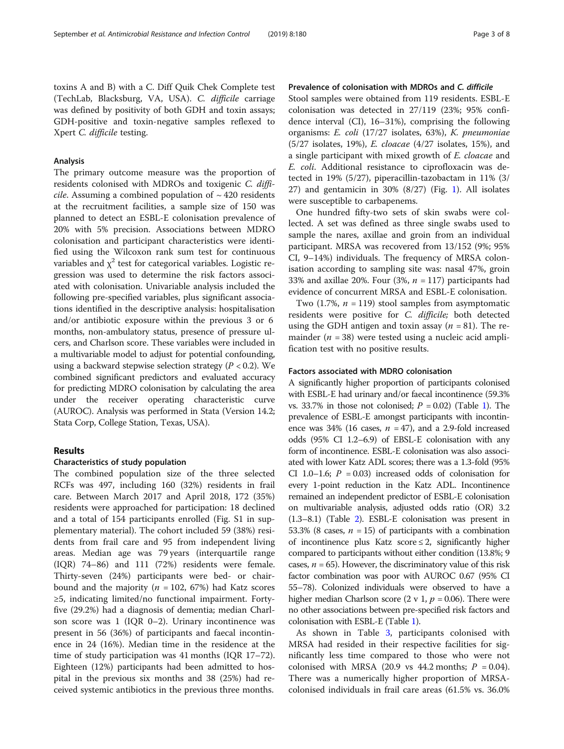toxins A and B) with a C. Diff Quik Chek Complete test (TechLab, Blacksburg, VA, USA). *C. difficile* carriage was defined by positivity of both GDH and toxin assays; GDH-positive and toxin-negative samples reflexed to Xpert *C. difficile* testing.

### Analysis

The primary outcome measure was the proportion of residents colonised with MDROs and toxigenic *C. difficile*. Assuming a combined population of ~ 420 residents at the recruitment facilities, a sample size of 150 was planned to detect an ESBL-E colonisation prevalence of 20% with 5% precision. Associations between MDRO colonisation and participant characteristics were identified using the Wilcoxon rank sum test for continuous variables and $\chi^2$ test for categorical variables. Logistic regression was used to determine the risk factors associated with colonisation. Univariable analysis included the following pre-specified variables, plus significant associations identified in the descriptive analysis: hospitalisation and/or antibiotic exposure within the previous 3 or 6 months, non-ambulatory status, presence of pressure ulcers, and Charlson score. These variables were included in a multivariable model to adjust for potential confounding, using a backward stepwise selection strategy ($P < 0.2$). We combined significant predictors and evaluated accuracy for predicting MDRO colonisation by calculating the area under the receiver operating characteristic curve (AUROC). Analysis was performed in Stata (Version 14.2; Stata Corp, College Station, Texas, USA).

## Results

### Characteristics of study population

The combined population size of the three selected RCFs was 497, including 160 (32%) residents in frail care. Between March 2017 and April 2018, 172 (35%) residents were approached for participation: 18 declined and a total of 154 participants enrolled (Fig. S1 in supplementary material). The cohort included 59 (38%) residents from frail care and 95 from independent living areas. Median age was 79 years (interquartile range (IQR) 74–86) and 111 (72%) residents were female. Thirty-seven (24%) participants were bed- or chair-bound and the majority ($n = 102$, 67%) had Katz scores ≥5, indicating limited/no functional impairment. Forty-five (29.2%) had a diagnosis of dementia; median Charlson score was 1 (IQR 0–2). Urinary incontinence was present in 56 (36%) of participants and faecal incontinence in 24 (16%). Median time in the residence at the time of study participation was 41 months (IQR 17–72). Eighteen (12%) participants had been admitted to hospital in the previous six months and 38 (25%) had received systemic antibiotics in the previous three months.

### Prevalence of colonisation with MDROs and *C. difficile*

Stool samples were obtained from 119 residents. ESBL-E colonisation was detected in 27/119 (23%; 95% confidence interval (CI), 16–31%), comprising the following organisms: *E. coli* (17/27 isolates, 63%), *K. pneumoniae* (5/27 isolates, 19%), *E. cloacae* (4/27 isolates, 15%), and a single participant with mixed growth of *E. cloacae* and *E. coli*. Additional resistance to ciprofloxacin was detected in 19% (5/27), piperacillin-tazobactam in 11% (3/27) and gentamicin in 30% (8/27) (Fig. 1). All isolates were susceptible to carbapenems.

One hundred fifty-two sets of skin swabs were collected. A set was defined as three single swabs used to sample the nares, axillae and groin from an individual participant. MRSA was recovered from 13/152 (9%; 95% CI, 9–14%) individuals. The frequency of MRSA colonisation according to sampling site was: nasal 47%, groin 33% and axillae 20%. Four (3%, $n = 117$) participants had evidence of concurrent MRSA and ESBL-E colonisation.

Two (1.7%, $n = 119$) stool samples from asymptomatic residents were positive for *C. difficile;* both detected using the GDH antigen and toxin assay ($n = 81$). The remainder ($n = 38$) were tested using a nucleic acid amplification test with no positive results.

### Factors associated with MDRO colonisation

A significantly higher proportion of participants colonised with ESBL-E had urinary and/or faecal incontinence (59.3% vs. 33.7% in those not colonised; $P = 0.02$) (Table 1). The prevalence of ESBL-E amongst participants with incontinence was 34% (16 cases, $n = 47$), and a 2.9-fold increased odds (95% CI 1.2–6.9) of EBSL-E colonisation with any form of incontinence. ESBL-E colonisation was also associated with lower Katz ADL scores; there was a 1.3-fold (95% CI 1.0–1.6; $P = 0.03$) increased odds of colonisation for every 1-point reduction in the Katz ADL. Incontinence remained an independent predictor of ESBL-E colonisation on multivariable analysis, adjusted odds ratio (OR) 3.2 (1.3–8.1) (Table 2). ESBL-E colonisation was present in 53.3% (8 cases, $n = 15$) of participants with a combination of incontinence plus Katz score ≤ 2, significantly higher compared to participants without either condition (13.8%; 9 cases, $n = 65$). However, the discriminatory value of this risk factor combination was poor with AUROC 0.67 (95% CI 55–78). Colonized individuals were observed to have a higher median Charlson score (2 v 1, $p = 0.06$). There were no other associations between pre-specified risk factors and colonisation with ESBL-E (Table 1).

As shown in Table 3, participants colonised with MRSA had resided in their respective facilities for significantly less time compared to those who were not colonised with MRSA (20.9 vs 44.2 months; $P = 0.04$). There was a numerically higher proportion of MRSA-colonised individuals in frail care areas (61.5% vs. 36.0%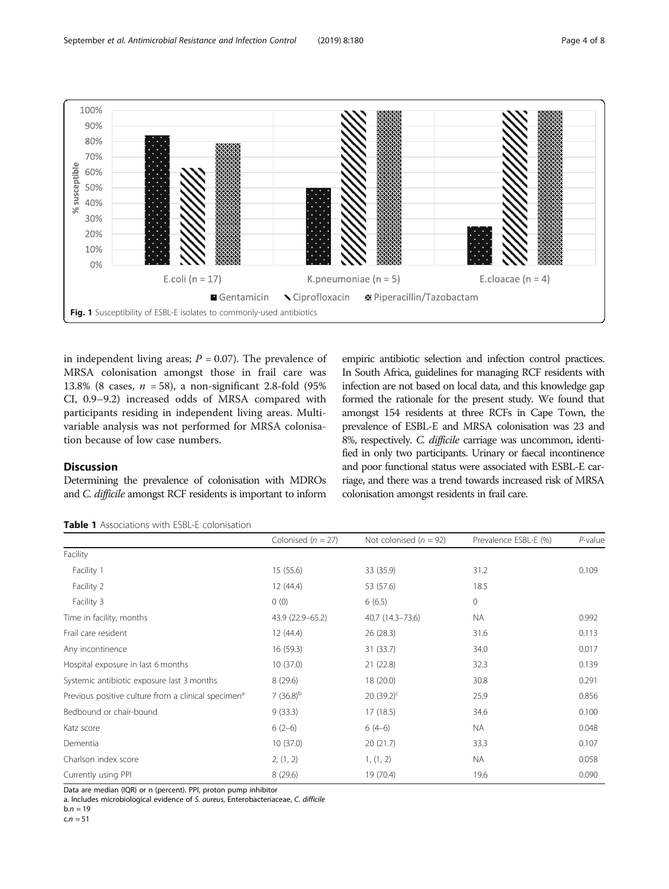Fig. 1 Susceptibility of ESBL-E isolates to commonly-used antibiotics

in independent living areas; $P = 0.07$). The prevalence of MRSA colonisation amongst those in frail care was 13.8% (8 cases, $n = 58$), a non-significant 2.8-fold (95% CI, 0.9–9.2) increased odds of MRSA compared with participants residing in independent living areas. Multivariable analysis was not performed for MRSA colonisation because of low case numbers.

## Discussion

Determining the prevalence of colonisation with MDROs and *C. difficile* amongst RCF residents is important to inform empiric antibiotic selection and infection control practices. In South Africa, guidelines for managing RCF residents with infection are not based on local data, and this knowledge gap formed the rationale for the present study. We found that amongst 154 residents at three RCFs in Cape Town, the prevalence of ESBL-E and MRSA colonisation was 23 and 8%, respectively. *C. difficile* carriage was uncommon, identified in only two participants. Urinary or faecal incontinence and poor functional status were associated with ESBL-E carriage, and there was a trend towards increased risk of MRSA colonisation amongst residents in frail care.

**Table 1** Associations with ESBL-E colonisation

| | Colonised ($n = 27$) | Not colonised ($n = 92$) | Prevalence ESBL-E (%) | *P*-value |
|---|---|---|---|---|
| Facility | | | | |
| Facility 1 | 15 (55.6) | 33 (35.9) | 31.2 | 0.109 |
| Facility 2 | 12 (44.4) | 53 (57.6) | 18.5 | |
| Facility 3 | 0 (0) | 6 (6.5) | 0 | |
| Time in facility, months | 43.9 (22.9–65.2) | 40.7 (14.3–73.6) | NA | 0.992 |
| Frail care resident | 12 (44.4) | 26 (28.3) | 31.6 | 0.113 |
| Any incontinence | 16 (59.3) | 31 (33.7) | 34.0 | 0.017 |
| Hospital exposure in last 6 months | 10 (37.0) | 21 (22.8) | 32.3 | 0.139 |
| Systemic antibiotic exposure last 3 months | 8 (29.6) | 18 (20.0) | 30.8 | 0.291 |
| Previous positive culture from a clinical specimen[a] | 7 (36.8)[b] | 20 (39.2)[c] | 25.9 | 0.856 |
| Bedbound or chair-bound | 9 (33.3) | 17 (18.5) | 34.6 | 0.100 |
| Katz score | 6 (2–6) | 6 (4–6) | NA | 0.048 |
| Dementia | 10 (37.0) | 20 (21.7) | 33.3 | 0.107 |
| Charlson index score | 2, (1, 2) | 1, (1, 2) | NA | 0.058 |
| Currently using PPI | 8 (29.6) | 19 (70.4) | 19.6 | 0.090 |

Data are median (IQR) or n (percent). PPI, proton pump inhibitor

a. Includes microbiological evidence of *S. aureus*, Enterobacteriaceae, *C. difficile*

b. $n = 19$

c. $n = 51$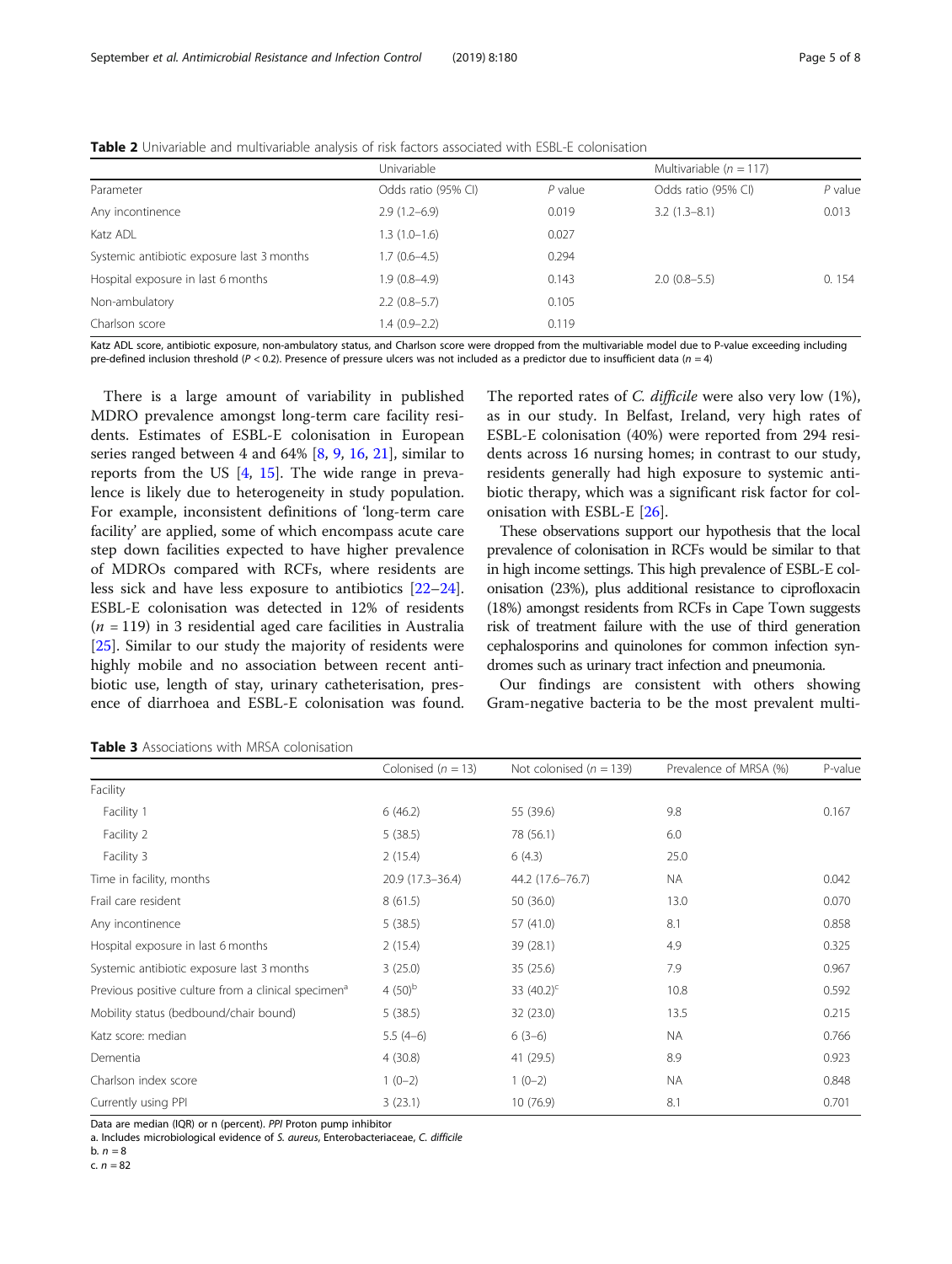**Table 2** Univariable and multivariable analysis of risk factors associated with ESBL-E colonisation

| | Univariable | | Multivariable ($n$ = 117) | |
|---|---|---|---|---|
| Parameter | Odds ratio (95% CI) | *P* value | Odds ratio (95% CI) | *P* value |
| Any incontinence | 2.9 (1.2–6.9) | 0.019 | 3.2 (1.3–8.1) | 0.013 |
| Katz ADL | 1.3 (1.0–1.6) | 0.027 | | |
| Systemic antibiotic exposure last 3 months | 1.7 (0.6–4.5) | 0.294 | | |
| Hospital exposure in last 6 months | 1.9 (0.8–4.9) | 0.143 | 2.0 (0.8–5.5) | 0. 154 |
| Non-ambulatory | 2.2 (0.8–5.7) | 0.105 | | |
| Charlson score | 1.4 (0.9–2.2) | 0.119 | | |

Katz ADL score, antibiotic exposure, non-ambulatory status, and Charlson score were dropped from the multivariable model due to P-value exceeding including pre-defined inclusion threshold ($P$ < 0.2). Presence of pressure ulcers was not included as a predictor due to insufficient data ($n$ = 4)

There is a large amount of variability in published MDRO prevalence amongst long-term care facility residents. Estimates of ESBL-E colonisation in European series ranged between 4 and 64% [8, 9, 16, 21], similar to reports from the US [4, 15]. The wide range in prevalence is likely due to heterogeneity in study population. For example, inconsistent definitions of 'long-term care facility' are applied, some of which encompass acute care step down facilities expected to have higher prevalence of MDROs compared with RCFs, where residents are less sick and have less exposure to antibiotics [22–24]. ESBL-E colonisation was detected in 12% of residents ($n$ = 119) in 3 residential aged care facilities in Australia [25]. Similar to our study the majority of residents were highly mobile and no association between recent antibiotic use, length of stay, urinary catheterisation, presence of diarrhoea and ESBL-E colonisation was found. The reported rates of *C. difficile* were also very low (1%), as in our study. In Belfast, Ireland, very high rates of ESBL-E colonisation (40%) were reported from 294 residents across 16 nursing homes; in contrast to our study, residents generally had high exposure to systemic antibiotic therapy, which was a significant risk factor for colonisation with ESBL-E [26].

These observations support our hypothesis that the local prevalence of colonisation in RCFs would be similar to that in high income settings. This high prevalence of ESBL-E colonisation (23%), plus additional resistance to ciprofloxacin (18%) amongst residents from RCFs in Cape Town suggests risk of treatment failure with the use of third generation cephalosporins and quinolones for common infection syndromes such as urinary tract infection and pneumonia.

Our findings are consistent with others showing Gram-negative bacteria to be the most prevalent multi-

**Table 3** Associations with MRSA colonisation

| | Colonised ($n$ = 13) | Not colonised ($n$ = 139) | Prevalence of MRSA (%) | P-value |
|---|---|---|---|---|
| Facility | | | | |
| Facility 1 | 6 (46.2) | 55 (39.6) | 9.8 | 0.167 |
| Facility 2 | 5 (38.5) | 78 (56.1) | 6.0 | |
| Facility 3 | 2 (15.4) | 6 (4.3) | 25.0 | |
| Time in facility, months | 20.9 (17.3–36.4) | 44.2 (17.6–76.7) | NA | 0.042 |
| Frail care resident | 8 (61.5) | 50 (36.0) | 13.0 | 0.070 |
| Any incontinence | 5 (38.5) | 57 (41.0) | 8.1 | 0.858 |
| Hospital exposure in last 6 months | 2 (15.4) | 39 (28.1) | 4.9 | 0.325 |
| Systemic antibiotic exposure last 3 months | 3 (25.0) | 35 (25.6) | 7.9 | 0.967 |
| Previous positive culture from a clinical specimen[a] | 4 (50)[b] | 33 (40.2)[c] | 10.8 | 0.592 |
| Mobility status (bedbound/chair bound) | 5 (38.5) | 32 (23.0) | 13.5 | 0.215 |
| Katz score: median | 5.5 (4–6) | 6 (3–6) | NA | 0.766 |
| Dementia | 4 (30.8) | 41 (29.5) | 8.9 | 0.923 |
| Charlson index score | 1 (0–2) | 1 (0–2) | NA | 0.848 |
| Currently using PPI | 3 (23.1) | 10 (76.9) | 8.1 | 0.701 |

Data are median (IQR) or n (percent). *PPI* Proton pump inhibitor

a. Includes microbiological evidence of *S. aureus*, Enterobacteriaceae, *C. difficile*

b. $n$ = 8

c. $n$ = 82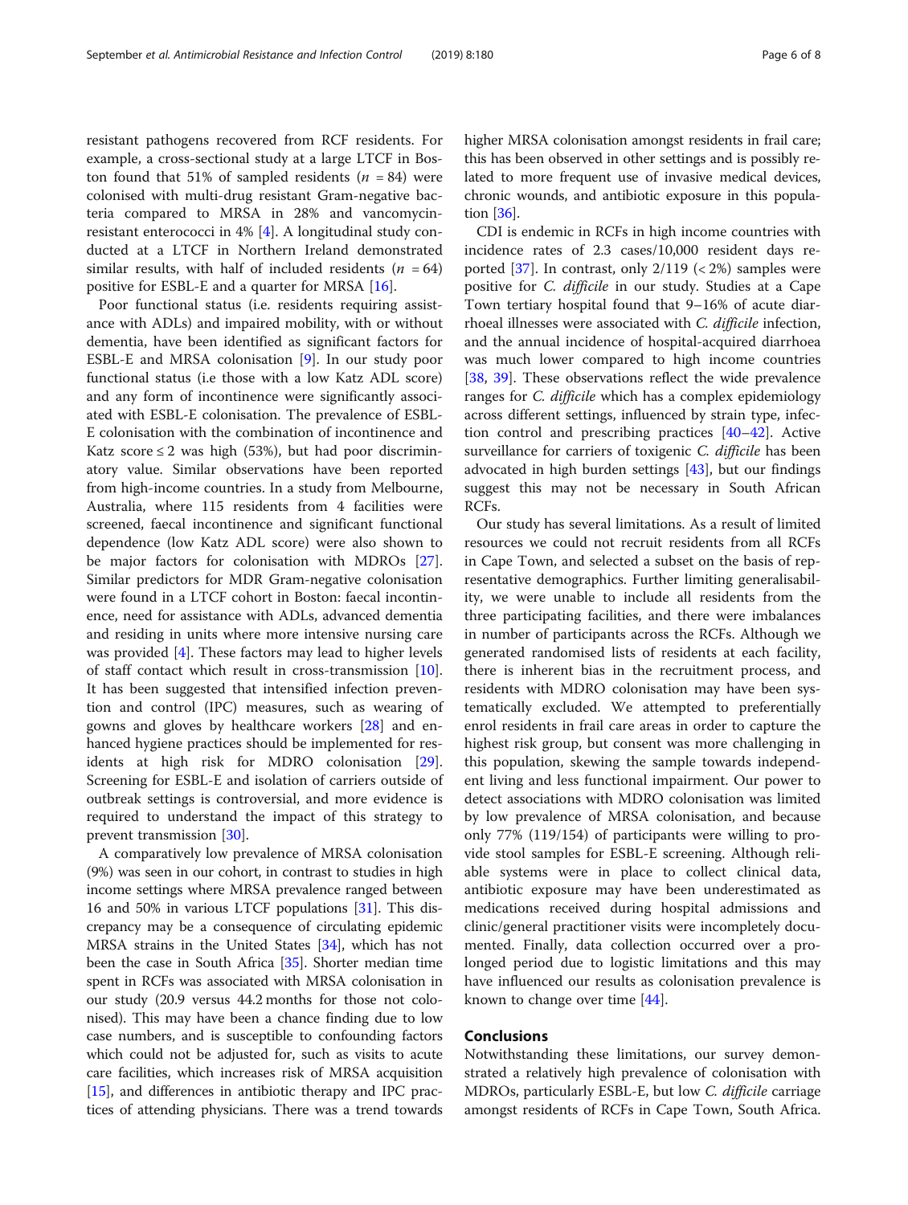resistant pathogens recovered from RCF residents. For example, a cross-sectional study at a large LTCF in Boston found that 51% of sampled residents ($n$ = 84) were colonised with multi-drug resistant Gram-negative bacteria compared to MRSA in 28% and vancomycin-resistant enterococci in 4% [4]. A longitudinal study conducted at a LTCF in Northern Ireland demonstrated similar results, with half of included residents ($n$ = 64) positive for ESBL-E and a quarter for MRSA [16].

Poor functional status (i.e. residents requiring assistance with ADLs) and impaired mobility, with or without dementia, have been identified as significant factors for ESBL-E and MRSA colonisation [9]. In our study poor functional status (i.e those with a low Katz ADL score) and any form of incontinence were significantly associated with ESBL-E colonisation. The prevalence of ESBL-E colonisation with the combination of incontinence and Katz score ≤ 2 was high (53%), but had poor discriminatory value. Similar observations have been reported from high-income countries. In a study from Melbourne, Australia, where 115 residents from 4 facilities were screened, faecal incontinence and significant functional dependence (low Katz ADL score) were also shown to be major factors for colonisation with MDROs [27]. Similar predictors for MDR Gram-negative colonisation were found in a LTCF cohort in Boston: faecal incontinence, need for assistance with ADLs, advanced dementia and residing in units where more intensive nursing care was provided [4]. These factors may lead to higher levels of staff contact which result in cross-transmission [10]. It has been suggested that intensified infection prevention and control (IPC) measures, such as wearing of gowns and gloves by healthcare workers [28] and enhanced hygiene practices should be implemented for residents at high risk for MDRO colonisation [29]. Screening for ESBL-E and isolation of carriers outside of outbreak settings is controversial, and more evidence is required to understand the impact of this strategy to prevent transmission [30].

A comparatively low prevalence of MRSA colonisation (9%) was seen in our cohort, in contrast to studies in high income settings where MRSA prevalence ranged between 16 and 50% in various LTCF populations [31]. This discrepancy may be a consequence of circulating epidemic MRSA strains in the United States [34], which has not been the case in South Africa [35]. Shorter median time spent in RCFs was associated with MRSA colonisation in our study (20.9 versus 44.2 months for those not colonised). This may have been a chance finding due to low case numbers, and is susceptible to confounding factors which could not be adjusted for, such as visits to acute care facilities, which increases risk of MRSA acquisition [15], and differences in antibiotic therapy and IPC practices of attending physicians. There was a trend towards higher MRSA colonisation amongst residents in frail care; this has been observed in other settings and is possibly related to more frequent use of invasive medical devices, chronic wounds, and antibiotic exposure in this population [36].

CDI is endemic in RCFs in high income countries with incidence rates of 2.3 cases/10,000 resident days reported [37]. In contrast, only 2/119 (< 2%) samples were positive for *C. difficile* in our study. Studies at a Cape Town tertiary hospital found that 9–16% of acute diarrhoeal illnesses were associated with *C. difficile* infection, and the annual incidence of hospital-acquired diarrhoea was much lower compared to high income countries [38, 39]. These observations reflect the wide prevalence ranges for *C. difficile* which has a complex epidemiology across different settings, influenced by strain type, infection control and prescribing practices [40–42]. Active surveillance for carriers of toxigenic *C. difficile* has been advocated in high burden settings [43], but our findings suggest this may not be necessary in South African RCFs.

Our study has several limitations. As a result of limited resources we could not recruit residents from all RCFs in Cape Town, and selected a subset on the basis of representative demographics. Further limiting generalisability, we were unable to include all residents from the three participating facilities, and there were imbalances in number of participants across the RCFs. Although we generated randomised lists of residents at each facility, there is inherent bias in the recruitment process, and residents with MDRO colonisation may have been systematically excluded. We attempted to preferentially enrol residents in frail care areas in order to capture the highest risk group, but consent was more challenging in this population, skewing the sample towards independent living and less functional impairment. Our power to detect associations with MDRO colonisation was limited by low prevalence of MRSA colonisation, and because only 77% (119/154) of participants were willing to provide stool samples for ESBL-E screening. Although reliable systems were in place to collect clinical data, antibiotic exposure may have been underestimated as medications received during hospital admissions and clinic/general practitioner visits were incompletely documented. Finally, data collection occurred over a prolonged period due to logistic limitations and this may have influenced our results as colonisation prevalence is known to change over time [44].

## Conclusions

Notwithstanding these limitations, our survey demonstrated a relatively high prevalence of colonisation with MDROs, particularly ESBL-E, but low *C. difficile* carriage amongst residents of RCFs in Cape Town, South Africa.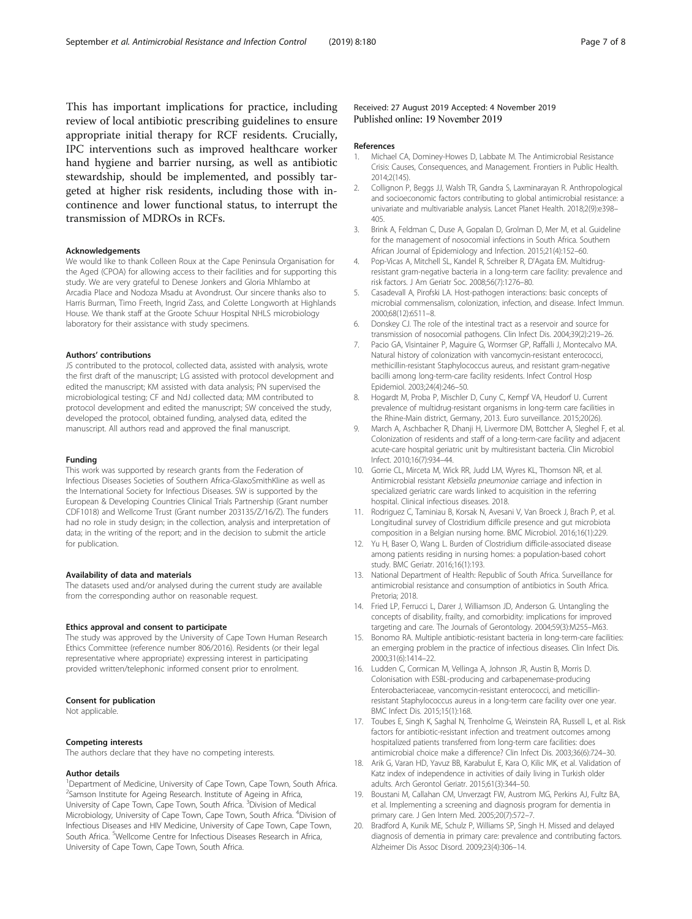This has important implications for practice, including review of local antibiotic prescribing guidelines to ensure appropriate initial therapy for RCF residents. Crucially, IPC interventions such as improved healthcare worker hand hygiene and barrier nursing, as well as antibiotic stewardship, should be implemented, and possibly targeted at higher risk residents, including those with incontinence and lower functional status, to interrupt the transmission of MDROs in RCFs.

#### Acknowledgements

We would like to thank Colleen Roux at the Cape Peninsula Organisation for the Aged (CPOA) for allowing access to their facilities and for supporting this study. We are very grateful to Denese Jonkers and Gloria Mhlambo at Arcadia Place and Nodoza Msadu at Avondrust. Our sincere thanks also to Harris Burman, Timo Freeth, Ingrid Zass, and Colette Longworth at Highlands House. We thank staff at the Groote Schuur Hospital NHLS microbiology laboratory for their assistance with study specimens.

#### Authors' contributions

JS contributed to the protocol, collected data, assisted with analysis, wrote the first draft of the manuscript; LG assisted with protocol development and edited the manuscript; KM assisted with data analysis; PN supervised the microbiological testing; CF and NdJ collected data; MM contributed to protocol development and edited the manuscript; SW conceived the study, developed the protocol, obtained funding, analysed data, edited the manuscript. All authors read and approved the final manuscript.

#### Funding

This work was supported by research grants from the Federation of Infectious Diseases Societies of Southern Africa-GlaxoSmithKline as well as the International Society for Infectious Diseases. SW is supported by the European & Developing Countries Clinical Trials Partnership (Grant number CDF1018) and Wellcome Trust (Grant number 203135/Z/16/Z). The funders had no role in study design; in the collection, analysis and interpretation of data; in the writing of the report; and in the decision to submit the article for publication.

#### Availability of data and materials

The datasets used and/or analysed during the current study are available from the corresponding author on reasonable request.

#### Ethics approval and consent to participate

The study was approved by the University of Cape Town Human Research Ethics Committee (reference number 806/2016). Residents (or their legal representative where appropriate) expressing interest in participating provided written/telephonic informed consent prior to enrolment.

#### Consent for publication

Not applicable.

#### Competing interests

The authors declare that they have no competing interests.

#### Author details

[1]Department of Medicine, University of Cape Town, Cape Town, South Africa. [2]Samson Institute for Ageing Research. Institute of Ageing in Africa, University of Cape Town, Cape Town, South Africa. [3]Division of Medical Microbiology, University of Cape Town, Cape Town, South Africa. [4]Division of Infectious Diseases and HIV Medicine, University of Cape Town, Cape Town, South Africa. [5]Wellcome Centre for Infectious Diseases Research in Africa, University of Cape Town, Cape Town, South Africa.

Received: 27 August 2019 Accepted: 4 November 2019
Published online: 19 November 2019

#### References

1. Michael CA, Dominey-Howes D, Labbate M. The Antimicrobial Resistance Crisis: Causes, Consequences, and Management. Frontiers in Public Health. 2014;2(145).
2. Collignon P, Beggs JJ, Walsh TR, Gandra S, Laxminarayan R. Anthropological and socioeconomic factors contributing to global antimicrobial resistance: a univariate and multivariable analysis. Lancet Planet Health. 2018;2(9):e398–405.
3. Brink A, Feldman C, Duse A, Gopalan D, Grolman D, Mer M, et al. Guideline for the management of nosocomial infections in South Africa. Southern African Journal of Epidemiology and Infection. 2015;21(4):152–60.
4. Pop-Vicas A, Mitchell SL, Kandel R, Schreiber R, D'Agata EM. Multidrug-resistant gram-negative bacteria in a long-term care facility: prevalence and risk factors. J Am Geriatr Soc. 2008;56(7):1276–80.
5. Casadevall A, Pirofski LA. Host-pathogen interactions: basic concepts of microbial commensalism, colonization, infection, and disease. Infect Immun. 2000;68(12):6511–8.
6. Donskey CJ. The role of the intestinal tract as a reservoir and source for transmission of nosocomial pathogens. Clin Infect Dis. 2004;39(2):219–26.
7. Pacio GA, Visintainer P, Maguire G, Wormser GP, Raffalli J, Montecalvo MA. Natural history of colonization with vancomycin-resistant enterococci, methicillin-resistant Staphylococcus aureus, and resistant gram-negative bacilli among long-term-care facility residents. Infect Control Hosp Epidemiol. 2003;24(4):246–50.
8. Hogardt M, Proba P, Mischler D, Cuny C, Kempf VA, Heudorf U. Current prevalence of multidrug-resistant organisms in long-term care facilities in the Rhine-Main district, Germany, 2013. Euro surveillance. 2015;20(26).
9. March A, Aschbacher R, Dhanji H, Livermore DM, Bottcher A, Sleghel F, et al. Colonization of residents and staff of a long-term-care facility and adjacent acute-care hospital geriatric unit by multiresistant bacteria. Clin Microbiol Infect. 2010;16(7):934–44.
10. Gorrie CL, Mirceta M, Wick RR, Judd LM, Wyres KL, Thomson NR, et al. Antimicrobial resistant *Klebsiella pneumoniae* carriage and infection in specialized geriatric care wards linked to acquisition in the referring hospital. Clinical infectious diseases. 2018.
11. Rodriguez C, Taminiau B, Korsak N, Avesani V, Van Broeck J, Brach P, et al. Longitudinal survey of Clostridium difficile presence and gut microbiota composition in a Belgian nursing home. BMC Microbiol. 2016;16(1):229.
12. Yu H, Baser O, Wang L. Burden of Clostridium difficile-associated disease among patients residing in nursing homes: a population-based cohort study. BMC Geriatr. 2016;16(1):193.
13. National Department of Health: Republic of South Africa. Surveillance for antimicrobial resistance and consumption of antibiotics in South Africa. Pretoria; 2018.
14. Fried LP, Ferrucci L, Darer J, Williamson JD, Anderson G. Untangling the concepts of disability, frailty, and comorbidity: implications for improved targeting and care. The Journals of Gerontology. 2004;59(3):M255–M63.
15. Bonomo RA. Multiple antibiotic-resistant bacteria in long-term-care facilities: an emerging problem in the practice of infectious diseases. Clin Infect Dis. 2000;31(6):1414–22.
16. Ludden C, Cormican M, Vellinga A, Johnson JR, Austin B, Morris D. Colonisation with ESBL-producing and carbapenemase-producing Enterobacteriaceae, vancomycin-resistant enterococci, and meticillin-resistant Staphylococcus aureus in a long-term care facility over one year. BMC Infect Dis. 2015;15(1):168.
17. Toubes E, Singh K, Saghal N, Trenholme G, Weinstein RA, Russell L, et al. Risk factors for antibiotic-resistant infection and treatment outcomes among hospitalized patients transferred from long-term care facilities: does antimicrobial choice make a difference? Clin Infect Dis. 2003;36(6):724–30.
18. Arik G, Varan HD, Yavuz BB, Karabulut E, Kara O, Kilic MK, et al. Validation of Katz index of independence in activities of daily living in Turkish older adults. Arch Gerontol Geriatr. 2015;61(3):344–50.
19. Boustani M, Callahan CM, Unverzagt FW, Austrom MG, Perkins AJ, Fultz BA, et al. Implementing a screening and diagnosis program for dementia in primary care. J Gen Intern Med. 2005;20(7):572–7.
20. Bradford A, Kunik ME, Schulz P, Williams SP, Singh H. Missed and delayed diagnosis of dementia in primary care: prevalence and contributing factors. Alzheimer Dis Assoc Disord. 2009;23(4):306–14.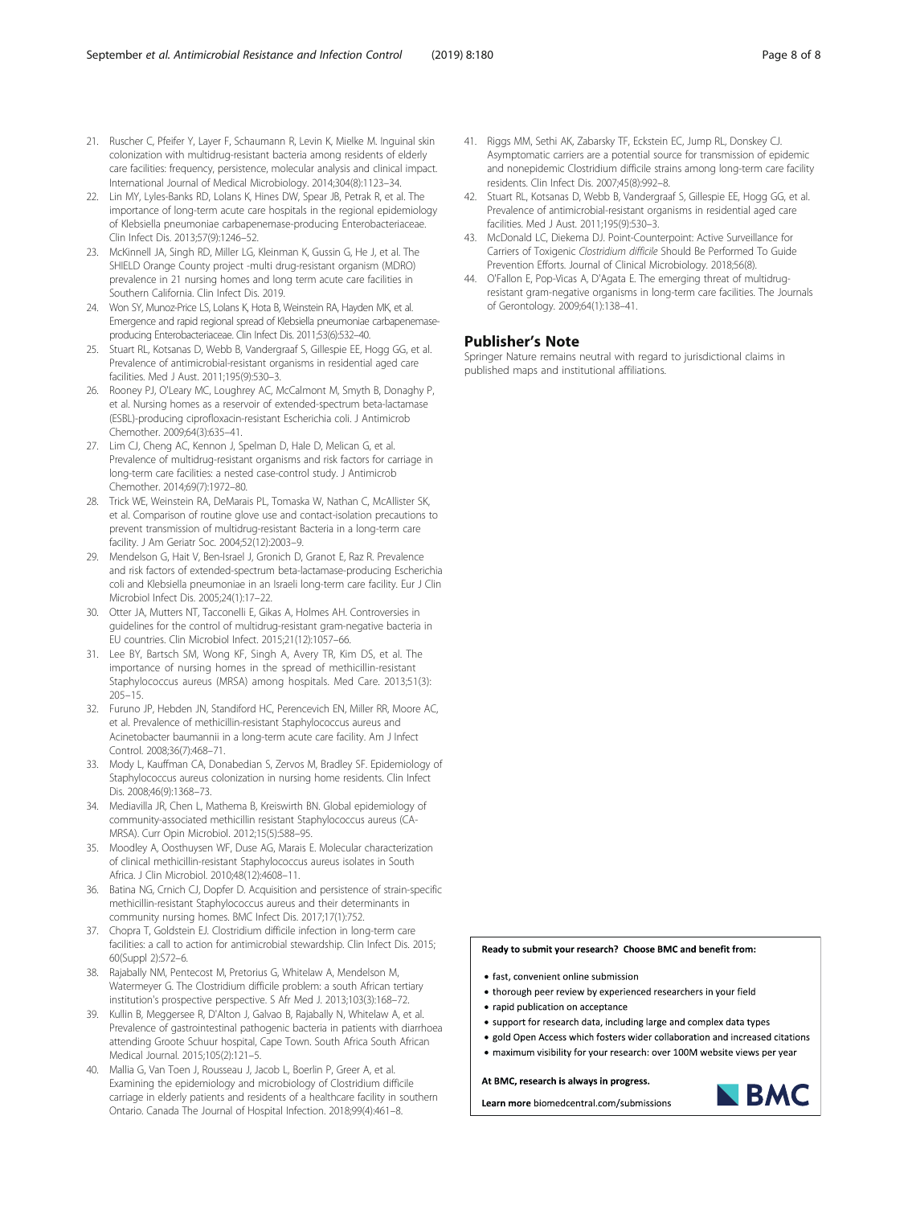21. Ruscher C, Pfeifer Y, Layer F, Schaumann R, Levin K, Mielke M. Inguinal skin colonization with multidrug-resistant bacteria among residents of elderly care facilities: frequency, persistence, molecular analysis and clinical impact. International Journal of Medical Microbiology. 2014;304(8):1123–34.
22. Lin MY, Lyles-Banks RD, Lolans K, Hines DW, Spear JB, Petrak R, et al. The importance of long-term acute care hospitals in the regional epidemiology of Klebsiella pneumoniae carbapenemase-producing Enterobacteriaceae. Clin Infect Dis. 2013;57(9):1246–52.
23. McKinnell JA, Singh RD, Miller LG, Kleinman K, Gussin G, He J, et al. The SHIELD Orange County project -multi drug-resistant organism (MDRO) prevalence in 21 nursing homes and long term acute care facilities in Southern California. Clin Infect Dis. 2019.
24. Won SY, Munoz-Price LS, Lolans K, Hota B, Weinstein RA, Hayden MK, et al. Emergence and rapid regional spread of Klebsiella pneumoniae carbapenemase-producing Enterobacteriaceae. Clin Infect Dis. 2011;53(6):532–40.
25. Stuart RL, Kotsanas D, Webb B, Vandergraaf S, Gillespie EE, Hogg GG, et al. Prevalence of antimicrobial-resistant organisms in residential aged care facilities. Med J Aust. 2011;195(9):530–3.
26. Rooney PJ, O'Leary MC, Loughrey AC, McCalmont M, Smyth B, Donaghy P, et al. Nursing homes as a reservoir of extended-spectrum beta-lactamase (ESBL)-producing ciprofloxacin-resistant Escherichia coli. J Antimicrob Chemother. 2009;64(3):635–41.
27. Lim CJ, Cheng AC, Kennon J, Spelman D, Hale D, Melican G, et al. Prevalence of multidrug-resistant organisms and risk factors for carriage in long-term care facilities: a nested case-control study. J Antimicrob Chemother. 2014;69(7):1972–80.
28. Trick WE, Weinstein RA, DeMarais PL, Tomaska W, Nathan C, McAllister SK, et al. Comparison of routine glove use and contact-isolation precautions to prevent transmission of multidrug-resistant Bacteria in a long-term care facility. J Am Geriatr Soc. 2004;52(12):2003–9.
29. Mendelson G, Hait V, Ben-Israel J, Gronich D, Granot E, Raz R. Prevalence and risk factors of extended-spectrum beta-lactamase-producing Escherichia coli and Klebsiella pneumoniae in an Israeli long-term care facility. Eur J Clin Microbiol Infect Dis. 2005;24(1):17–22.
30. Otter JA, Mutters NT, Tacconelli E, Gikas A, Holmes AH. Controversies in guidelines for the control of multidrug-resistant gram-negative bacteria in EU countries. Clin Microbiol Infect. 2015;21(12):1057–66.
31. Lee BY, Bartsch SM, Wong KF, Singh A, Avery TR, Kim DS, et al. The importance of nursing homes in the spread of methicillin-resistant Staphylococcus aureus (MRSA) among hospitals. Med Care. 2013;51(3): 205–15.
32. Furuno JP, Hebden JN, Standiford HC, Perencevich EN, Miller RR, Moore AC, et al. Prevalence of methicillin-resistant Staphylococcus aureus and Acinetobacter baumannii in a long-term acute care facility. Am J Infect Control. 2008;36(7):468–71.
33. Mody L, Kauffman CA, Donabedian S, Zervos M, Bradley SF. Epidemiology of Staphylococcus aureus colonization in nursing home residents. Clin Infect Dis. 2008;46(9):1368–73.
34. Mediavilla JR, Chen L, Mathema B, Kreiswirth BN. Global epidemiology of community-associated methicillin resistant Staphylococcus aureus (CA-MRSA). Curr Opin Microbiol. 2012;15(5):588–95.
35. Moodley A, Oosthuysen WF, Duse AG, Marais E. Molecular characterization of clinical methicillin-resistant Staphylococcus aureus isolates in South Africa. J Clin Microbiol. 2010;48(12):4608–11.
36. Batina NG, Crnich CJ, Dopfer D. Acquisition and persistence of strain-specific methicillin-resistant Staphylococcus aureus and their determinants in community nursing homes. BMC Infect Dis. 2017;17(1):752.
37. Chopra T, Goldstein EJ. Clostridium difficile infection in long-term care facilities: a call to action for antimicrobial stewardship. Clin Infect Dis. 2015; 60(Suppl 2):S72–6.
38. Rajabally NM, Pentecost M, Pretorius G, Whitelaw A, Mendelson M, Watermeyer G. The Clostridium difficile problem: a south African tertiary institution's prospective perspective. S Afr Med J. 2013;103(3):168–72.
39. Kullin B, Meggersee R, D'Alton J, Galvao B, Rajabally N, Whitelaw A, et al. Prevalence of gastrointestinal pathogenic bacteria in patients with diarrhoea attending Groote Schuur hospital, Cape Town. South Africa South African Medical Journal. 2015;105(2):121–5.
40. Mallia G, Van Toen J, Rousseau J, Jacob L, Boerlin P, Greer A, et al. Examining the epidemiology and microbiology of Clostridium difficile carriage in elderly patients and residents of a healthcare facility in southern Ontario. Canada The Journal of Hospital Infection. 2018;99(4):461–8.
41. Riggs MM, Sethi AK, Zabarsky TF, Eckstein EC, Jump RL, Donskey CJ. Asymptomatic carriers are a potential source for transmission of epidemic and nonepidemic Clostridium difficile strains among long-term care facility residents. Clin Infect Dis. 2007;45(8):992–8.
42. Stuart RL, Kotsanas D, Webb B, Vandergraaf S, Gillespie EE, Hogg GG, et al. Prevalence of antimicrobial-resistant organisms in residential aged care facilities. Med J Aust. 2011;195(9):530–3.
43. McDonald LC, Diekema DJ. Point-Counterpoint: Active Surveillance for Carriers of Toxigenic *Clostridium difficile* Should Be Performed To Guide Prevention Efforts. Journal of Clinical Microbiology. 2018;56(8).
44. O'Fallon E, Pop-Vicas A, D'Agata E. The emerging threat of multidrug-resistant gram-negative organisms in long-term care facilities. The Journals of Gerontology. 2009;64(1):138–41.

## Publisher's Note

Springer Nature remains neutral with regard to jurisdictional claims in published maps and institutional affiliations.

**Ready to submit your research? Choose BMC and benefit from:**

- fast, convenient online submission
- thorough peer review by experienced researchers in your field
- rapid publication on acceptance
- support for research data, including large and complex data types
- gold Open Access which fosters wider collaboration and increased citations
- maximum visibility for your research: over 100M website views per year

**At BMC, research is always in progress.**

**Learn more** biomedcentral.com/submissions

BMC